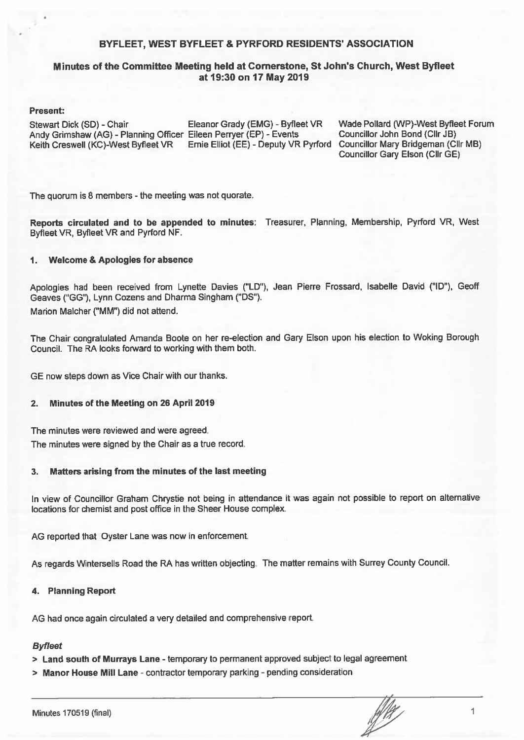# BYFLEET, WEST BYFLEET & PYRFORD RESIDENTS' ASSOCIATION

## Minutes of the Committee Meeting held at Cornerstone, St John's Church, West Byfleet at 19:30 on 17 May 2019

**Present:**

| | | |
|---|---|---|
| Stewart Dick (SD) - Chair | Eleanor Grady (EMG) - Byfleet VR | Wade Pollard (WP)-West Byfleet Forum |
| Andy Grimshaw (AG) - Planning Officer | Eileen Perryer (EP) - Events | Councillor John Bond (Cllr JB) |
| Keith Creswell (KC)-West Byfleet VR | Ernie Elliot (EE) - Deputy VR Pyrford | Councillor Mary Bridgeman (Cllr MB) |
| | | Councillor Gary Elson (Cllr GE) |

The quorum is 8 members - the meeting was not quorate.

**Reports circulated and to be appended to minutes**: Treasurer, Planning, Membership, Pyrford VR, West Byfleet VR, Byfleet VR and Pyrford NF.

### 1. Welcome & Apologies for absence

Apologies had been received from Lynette Davies ("LD"), Jean Pierre Frossard, Isabelle David ("ID"), Geoff Geaves ("GG"), Lynn Cozens and Dharma Singham ("DS").

Marion Malcher ("MM") did not attend.

The Chair congratulated Amanda Boote on her re-election and Gary Elson upon his election to Woking Borough Council. The RA looks forward to working with them both.

GE now steps down as Vice Chair with our thanks.

### 2. Minutes of the Meeting on 26 April 2019

The minutes were reviewed and were agreed.

The minutes were signed by the Chair as a true record.

### 3. Matters arising from the minutes of the last meeting

In view of Councillor Graham Chrystie not being in attendance it was again not possible to report on alternative locations for chemist and post office in the Sheer House complex.

AG reported that Oyster Lane was now in enforcement.

As regards Wintersells Road the RA has written objecting. The matter remains with Surrey County Council.

### 4. Planning Report

AG had once again circulated a very detailed and comprehensive report.

#### *Byfleet*

> **Land south of Murrays Lane** - temporary to permanent approved subject to legal agreement

> **Manor House Mill Lane** - contractor temporary parking - pending consideration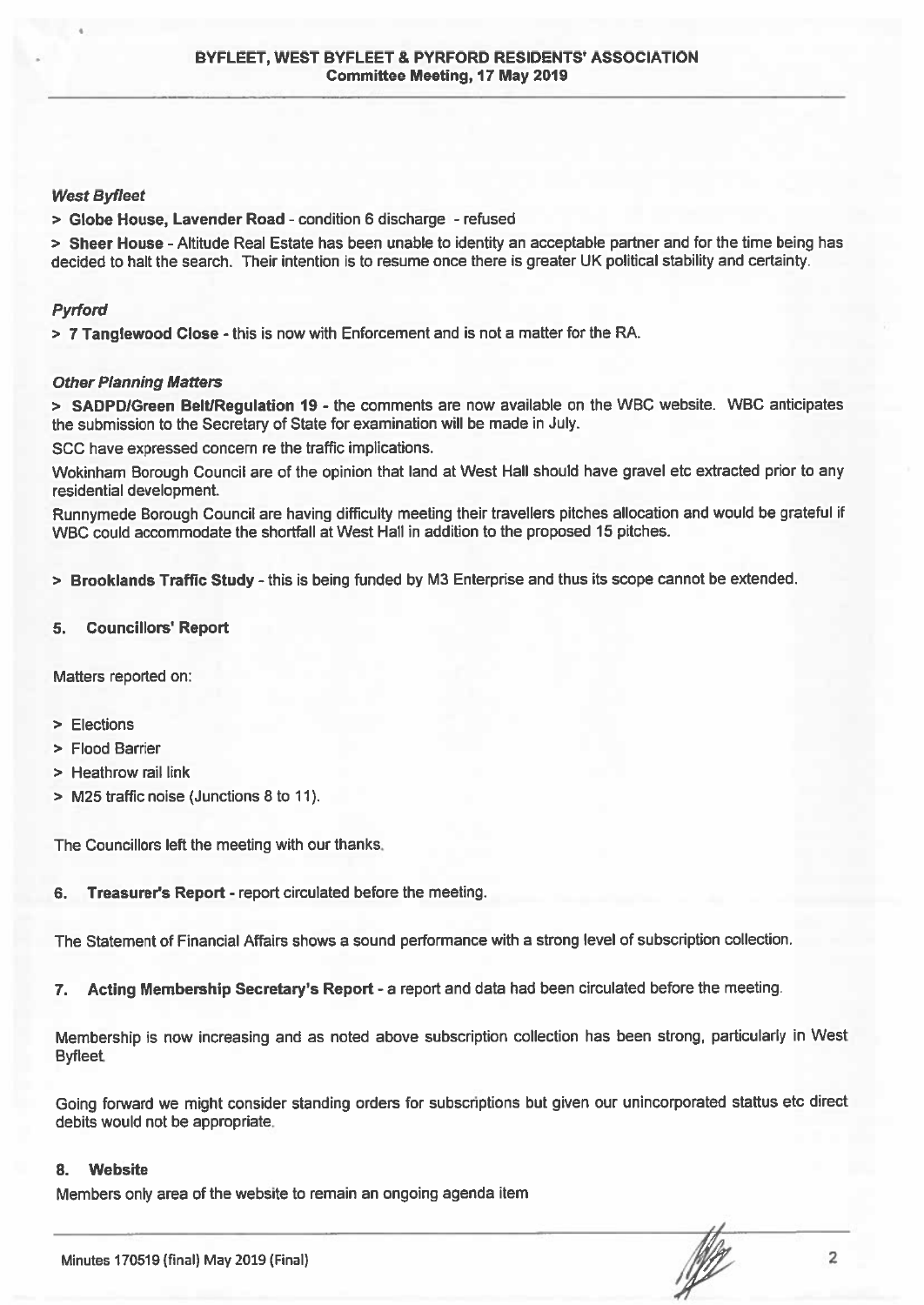### *West Byfleet*

> **Globe House, Lavender Road** - condition 6 discharge - refused

> **Sheer House** - Altitude Real Estate has been unable to identity an acceptable partner and for the time being has decided to halt the search. Their intention is to resume once there is greater UK political stability and certainty.

### *Pyrford*

> **7 Tanglewood Close** - this is now with Enforcement and is not a matter for the RA.

### *Other Planning Matters*

> **SADPD/Green Belt/Regulation 19** - the comments are now available on the WBC website. WBC anticipates the submission to the Secretary of State for examination will be made in July.

SCC have expressed concern re the traffic implications.

Wokinham Borough Council are of the opinion that land at West Hall should have gravel etc extracted prior to any residential development.

Runnymede Borough Council are having difficulty meeting their travellers pitches allocation and would be grateful if WBC could accommodate the shortfall at West Hall in addition to the proposed 15 pitches.

> **Brooklands Traffic Study** - this is being funded by M3 Enterprise and thus its scope cannot be extended.

## 5. Councillors' Report

Matters reported on:

> Elections

> Flood Barrier

> Heathrow rail link

> M25 traffic noise (Junctions 8 to 11).

The Councillors left the meeting with our thanks.

## 6. Treasurer's Report - report circulated before the meeting.

The Statement of Financial Affairs shows a sound performance with a strong level of subscription collection.

## 7. Acting Membership Secretary's Report - a report and data had been circulated before the meeting.

Membership is now increasing and as noted above subscription collection has been strong, particularly in West Byfleet.

Going forward we might consider standing orders for subscriptions but given our unincorporated stattus etc direct debits would not be appropriate.

## 8. Website

Members only area of the website to remain an ongoing agenda item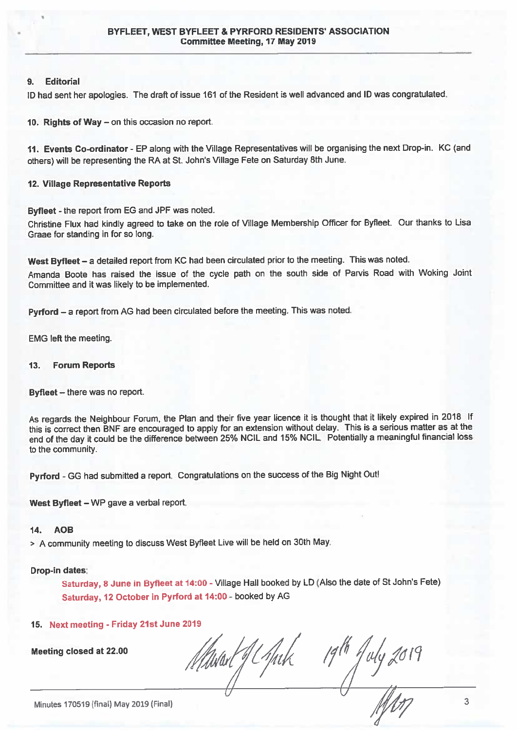## BYFLEET, WEST BYFLEET & PYRFORD RESIDENTS' ASSOCIATION
**Committee Meeting, 17 May 2019**

### 9. Editorial

ID had sent her apologies. The draft of issue 161 of the Resident is well advanced and ID was congratulated.

**10. Rights of Way** – on this occasion no report.

**11. Events Co-ordinator** - EP along with the Village Representatives will be organising the next Drop-in. KC (and others) will be representing the RA at St. John's Village Fete on Saturday 8th June.

### 12. Village Representative Reports

**Byfleet** - the report from EG and JPF was noted.

Christine Flux had kindly agreed to take on the role of Village Membership Officer for Byfleet. Our thanks to Lisa Graae for standing in for so long.

**West Byfleet** – a detailed report from KC had been circulated prior to the meeting. This was noted.

Amanda Boote has raised the issue of the cycle path on the south side of Parvis Road with Woking Joint Committee and it was likely to be implemented.

**Pyrford** – a report from AG had been circulated before the meeting. This was noted.

EMG left the meeting.

### 13. Forum Reports

**Byfleet** – there was no report.

As regards the Neighbour Forum, the Plan and their five year licence it is thought that it likely expired in 2018. If this is correct then BNF are encouraged to apply for an extension without delay. This is a serious matter as at the end of the day it could be the difference between 25% NCIL and 15% NCIL. Potentially a meaningful financial loss to the community.

**Pyrford** - GG had submitted a report. Congratulations on the success of the Big Night Out!

**West Byfleet** – WP gave a verbal report.

### 14. AOB

> A community meeting to discuss West Byfleet Live will be held on 30th May.

**Drop-in dates:**

- **Saturday, 8 June in Byfleet at 14:00** - Village Hall booked by LD (Also the date of St John's Fete)
- **Saturday, 12 October in Pyrford at 14:00** - booked by AG

### 15. Next meeting - Friday 21st June 2019

**Meeting closed at 22.00**

Stewart G Clark 19th July 2019

Minutes 170519 (final) May 2019 (Final)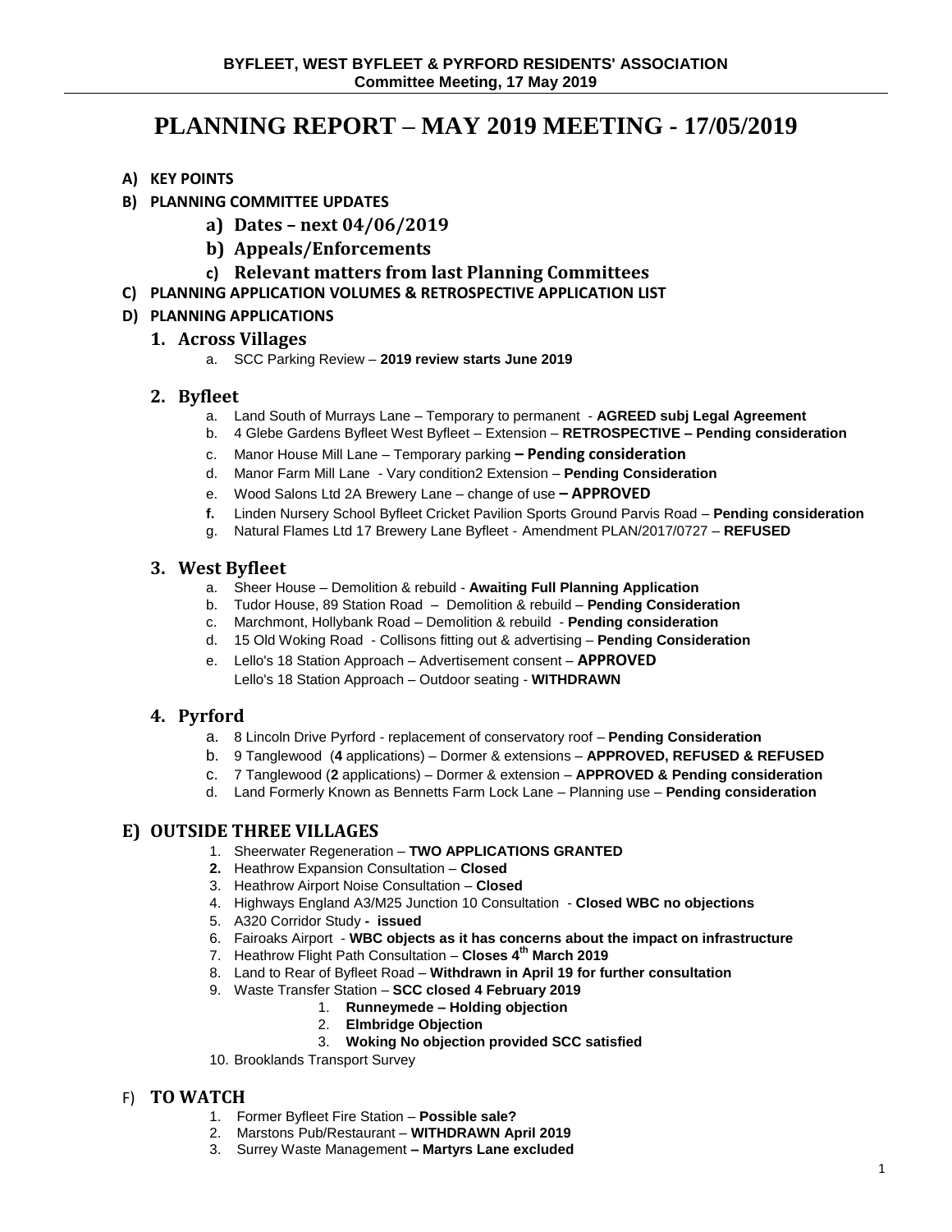**BYFLEET, WEST BYFLEET & PYRFORD RESIDENTS' ASSOCIATION**
**Committee Meeting, 17 May 2019**

# PLANNING REPORT – MAY 2019 MEETING - 17/05/2019

**A) KEY POINTS**

**B) PLANNING COMMITTEE UPDATES**

- **a) Dates – next 04/06/2019**
- **b) Appeals/Enforcements**
- **c) Relevant matters from last Planning Committees**

**C) PLANNING APPLICATION VOLUMES & RETROSPECTIVE APPLICATION LIST**

**D) PLANNING APPLICATIONS**

## 1. Across Villages

a. SCC Parking Review – **2019 review starts June 2019**

## 2. Byfleet

a. Land South of Murrays Lane – Temporary to permanent - **AGREED subj Legal Agreement**
b. 4 Glebe Gardens Byfleet West Byfleet – Extension – **RETROSPECTIVE – Pending consideration**
c. Manor House Mill Lane – Temporary parking **– Pending consideration**
d. Manor Farm Mill Lane - Vary condition2 Extension – **Pending Consideration**
e. Wood Salons Ltd 2A Brewery Lane – change of use **– APPROVED**
**f.** Linden Nursery School Byfleet Cricket Pavilion Sports Ground Parvis Road – **Pending consideration**
g. Natural Flames Ltd 17 Brewery Lane Byfleet - Amendment PLAN/2017/0727 – **REFUSED**

## 3. West Byfleet

a. Sheer House – Demolition & rebuild - **Awaiting Full Planning Application**
b. Tudor House, 89 Station Road – Demolition & rebuild – **Pending Consideration**
c. Marchmont, Hollybank Road – Demolition & rebuild - **Pending consideration**
d. 15 Old Woking Road - Collisons fitting out & advertising – **Pending Consideration**
e. Lello's 18 Station Approach – Advertisement consent – **APPROVED**
Lello's 18 Station Approach – Outdoor seating - **WITHDRAWN**

## 4. Pyrford

a. 8 Lincoln Drive Pyrford - replacement of conservatory roof – **Pending Consideration**
b. 9 Tanglewood (**4** applications) – Dormer & extensions – **APPROVED, REFUSED & REFUSED**
c. 7 Tanglewood (**2** applications) – Dormer & extension – **APPROVED & Pending consideration**
d. Land Formerly Known as Bennetts Farm Lock Lane – Planning use – **Pending consideration**

## E) OUTSIDE THREE VILLAGES

1. Sheerwater Regeneration – **TWO APPLICATIONS GRANTED**
2. Heathrow Expansion Consultation – **Closed**
3. Heathrow Airport Noise Consultation – **Closed**
4. Highways England A3/M25 Junction 10 Consultation - **Closed WBC no objections**
5. A320 Corridor Study **- issued**
6. Fairoaks Airport - **WBC objects as it has concerns about the impact on infrastructure**
7. Heathrow Flight Path Consultation – **Closes 4th March 2019**
8. Land to Rear of Byfleet Road – **Withdrawn in April 19 for further consultation**
9. Waste Transfer Station – **SCC closed 4 February 2019**
   1. **Runneymede – Holding objection**
   2. **Elmbridge Objection**
   3. **Woking No objection provided SCC satisfied**
10. Brooklands Transport Survey

## F) TO WATCH

1. Former Byfleet Fire Station – **Possible sale?**
2. Marstons Pub/Restaurant – **WITHDRAWN April 2019**
3. Surrey Waste Management **– Martyrs Lane excluded**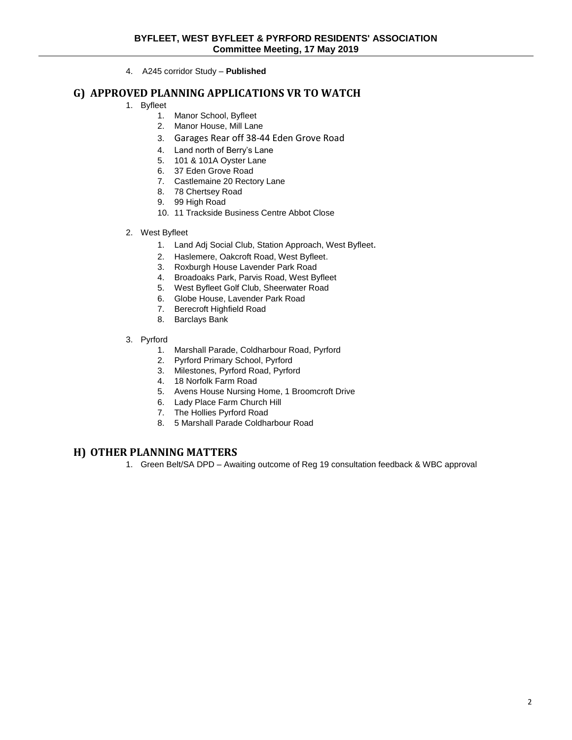4. A245 corridor Study – **Published**

## G) APPROVED PLANNING APPLICATIONS VR TO WATCH

1. Byfleet
    1. Manor School, Byfleet
    2. Manor House, Mill Lane
    3. Garages Rear off 38-44 Eden Grove Road
    4. Land north of Berry's Lane
    5. 101 & 101A Oyster Lane
    6. 37 Eden Grove Road
    7. Castlemaine 20 Rectory Lane
    8. 78 Chertsey Road
    9. 99 High Road
    10. 11 Trackside Business Centre Abbot Close

2. West Byfleet
    1. Land Adj Social Club, Station Approach, West Byfleet.
    2. Haslemere, Oakcroft Road, West Byfleet.
    3. Roxburgh House Lavender Park Road
    4. Broadoaks Park, Parvis Road, West Byfleet
    5. West Byfleet Golf Club, Sheerwater Road
    6. Globe House, Lavender Park Road
    7. Berecroft Highfield Road
    8. Barclays Bank

3. Pyrford
    1. Marshall Parade, Coldharbour Road, Pyrford
    2. Pyrford Primary School, Pyrford
    3. Milestones, Pyrford Road, Pyrford
    4. 18 Norfolk Farm Road
    5. Avens House Nursing Home, 1 Broomcroft Drive
    6. Lady Place Farm Church Hill
    7. The Hollies Pyrford Road
    8. 5 Marshall Parade Coldharbour Road

## H) OTHER PLANNING MATTERS

1. Green Belt/SA DPD – Awaiting outcome of Reg 19 consultation feedback & WBC approval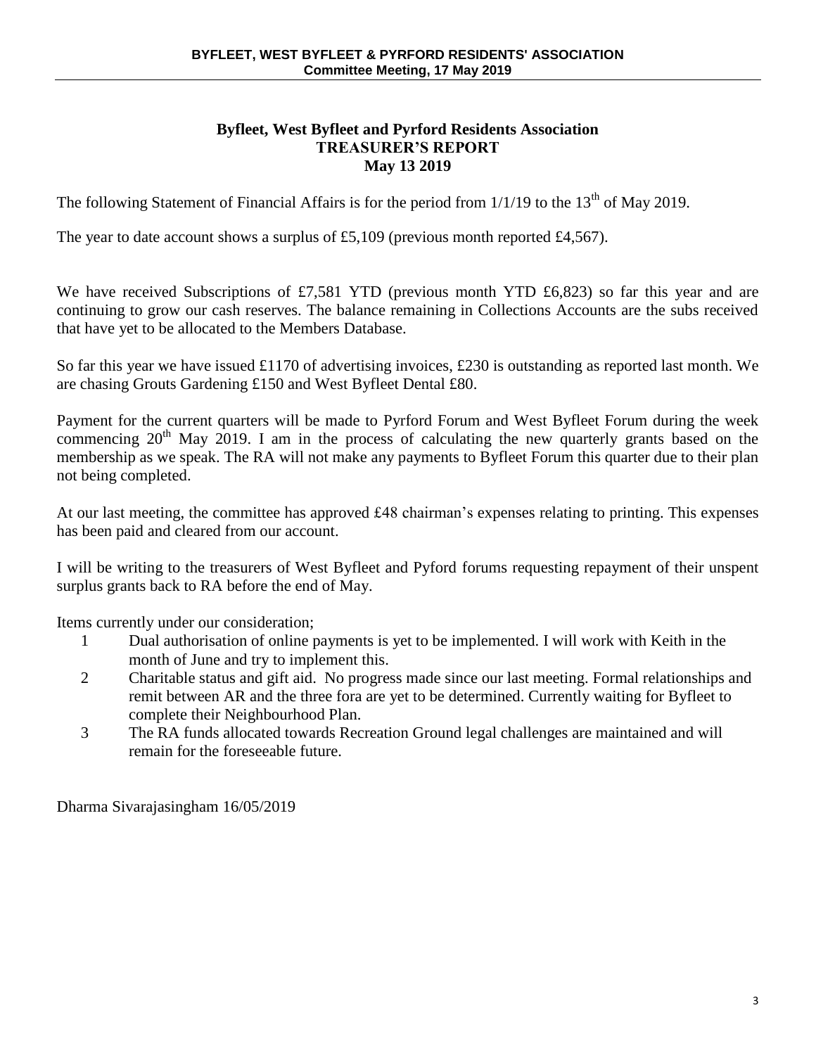**Byfleet, West Byfleet and Pyrford Residents Association**
**TREASURER'S REPORT**
**May 13 2019**

The following Statement of Financial Affairs is for the period from 1/1/19 to the 13th of May 2019.

The year to date account shows a surplus of £5,109 (previous month reported £4,567).

We have received Subscriptions of £7,581 YTD (previous month YTD £6,823) so far this year and are continuing to grow our cash reserves. The balance remaining in Collections Accounts are the subs received that have yet to be allocated to the Members Database.

So far this year we have issued £1170 of advertising invoices, £230 is outstanding as reported last month. We are chasing Grouts Gardening £150 and West Byfleet Dental £80.

Payment for the current quarters will be made to Pyrford Forum and West Byfleet Forum during the week commencing 20th May 2019. I am in the process of calculating the new quarterly grants based on the membership as we speak. The RA will not make any payments to Byfleet Forum this quarter due to their plan not being completed.

At our last meeting, the committee has approved £48 chairman's expenses relating to printing. This expenses has been paid and cleared from our account.

I will be writing to the treasurers of West Byfleet and Pyford forums requesting repayment of their unspent surplus grants back to RA before the end of May.

Items currently under our consideration;

1. Dual authorisation of online payments is yet to be implemented. I will work with Keith in the month of June and try to implement this.
2. Charitable status and gift aid. No progress made since our last meeting. Formal relationships and remit between AR and the three fora are yet to be determined. Currently waiting for Byfleet to complete their Neighbourhood Plan.
3. The RA funds allocated towards Recreation Ground legal challenges are maintained and will remain for the foreseeable future.

Dharma Sivarajasingham 16/05/2019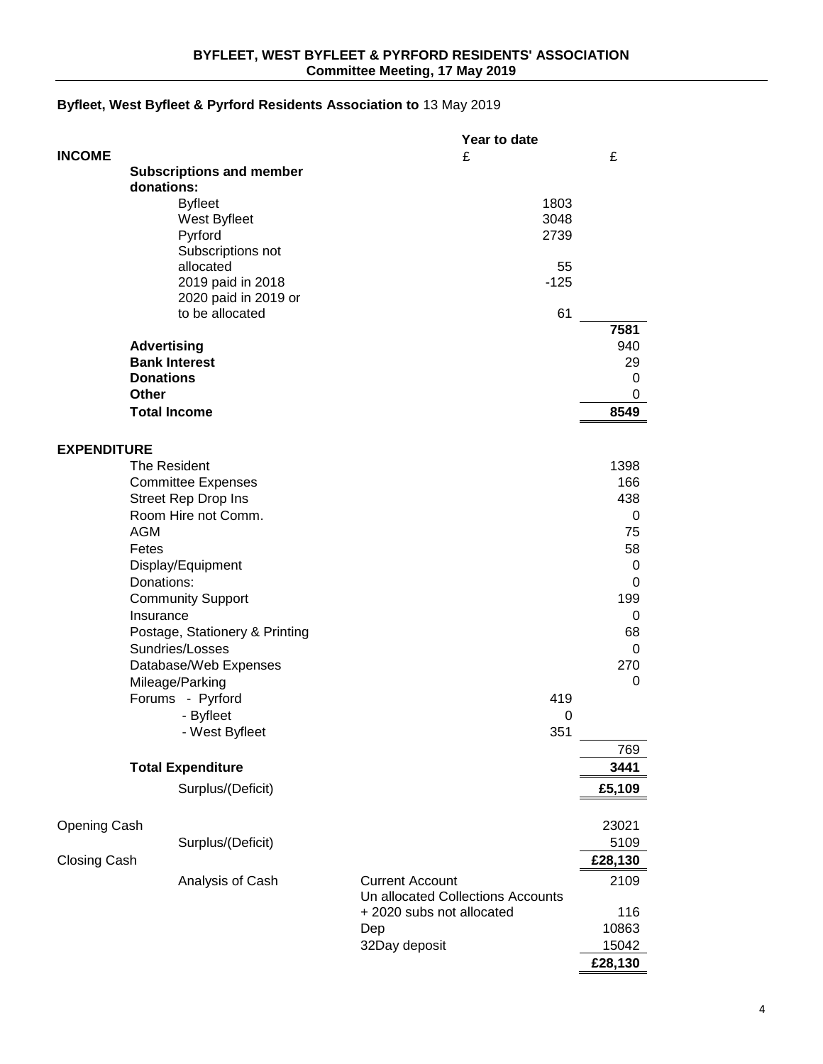**BYFLEET, WEST BYFLEET & PYRFORD RESIDENTS' ASSOCIATION**
**Committee Meeting, 17 May 2019**

**Byfleet, West Byfleet & Pyrford Residents Association to** 13 May 2019

| | | Year to date £ | £ |
|---|---|---|---|
| **INCOME** | | | |
| **Subscriptions and member donations:** | | | |
| | Byfleet | 1803 | |
| | West Byfleet | 3048 | |
| | Pyrford | 2739 | |
| | Subscriptions not allocated | 55 | |
| | 2019 paid in 2018 | -125 | |
| | 2020 paid in 2019 or to be allocated | 61 | |
| | | | **7581** |
| **Advertising** | | | 940 |
| **Bank Interest** | | | 29 |
| **Donations** | | | 0 |
| **Other** | | | 0 |
| **Total Income** | | | **8549** |
| **EXPENDITURE** | | | |
| The Resident | | | 1398 |
| Committee Expenses | | | 166 |
| Street Rep Drop Ins | | | 438 |
| Room Hire not Comm. | | | 0 |
| AGM | | | 75 |
| Fetes | | | 58 |
| Display/Equipment | | | 0 |
| Donations: | | | 0 |
| Community Support | | | 199 |
| Insurance | | | 0 |
| Postage, Stationery & Printing | | | 68 |
| Sundries/Losses | | | 0 |
| Database/Web Expenses | | | 270 |
| Mileage/Parking | | | 0 |
| Forums - Pyrford | | 419 | |
| - Byfleet | | 0 | |
| - West Byfleet | | 351 | |
| | | | 769 |
| **Total Expenditure** | | | **3441** |
| | Surplus/(Deficit) | | **£5,109** |
| Opening Cash | | | 23021 |
| | Surplus/(Deficit) | | 5109 |
| Closing Cash | | | **£28,130** |
| | Analysis of Cash | Current Account | 2109 |
| | | Un allocated Collections Accounts + 2020 subs not allocated | 116 |
| | | Dep | 10863 |
| | | 32Day deposit | 15042 |
| | | | **£28,130** |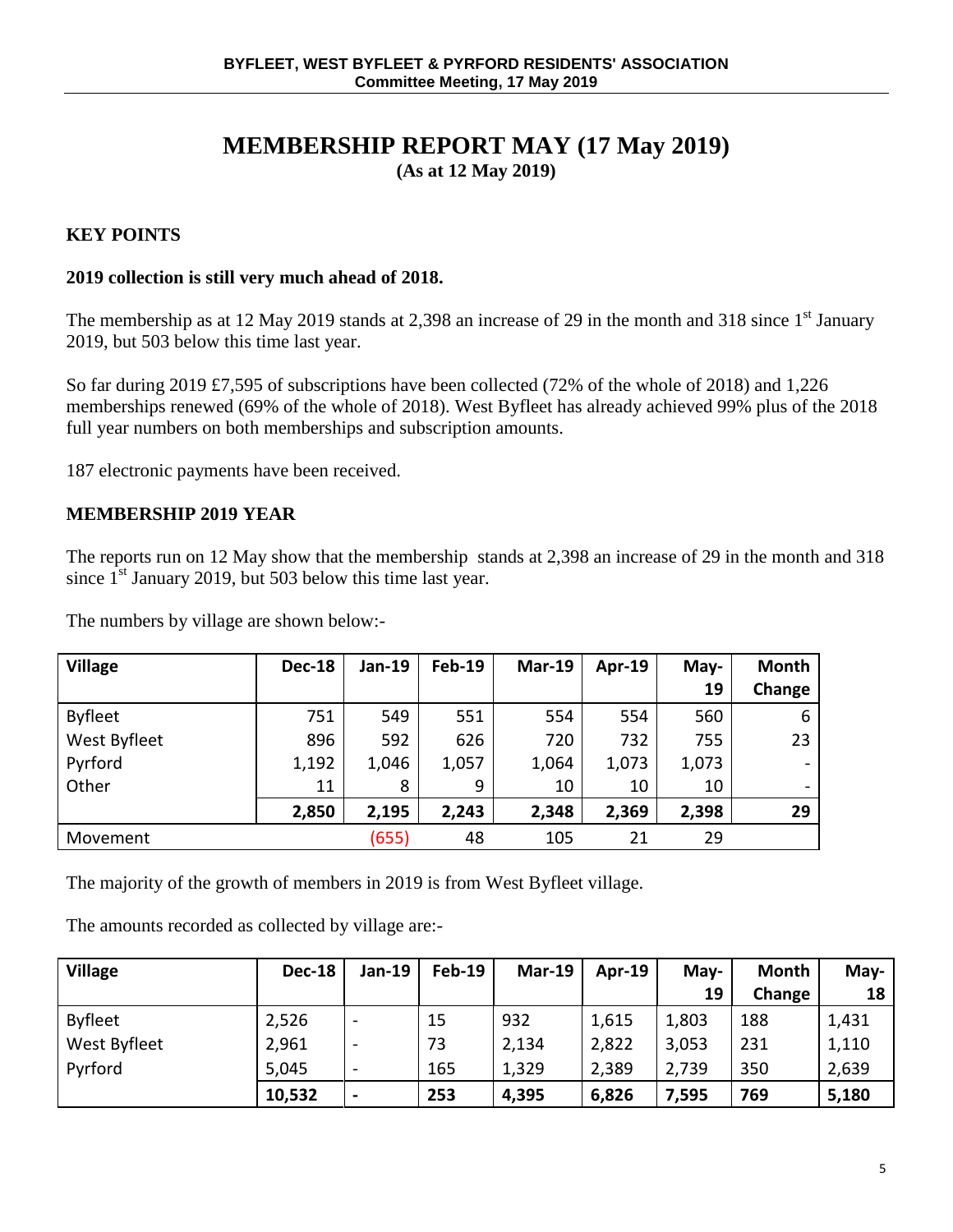# MEMBERSHIP REPORT MAY (17 May 2019)

**(As at 12 May 2019)**

## KEY POINTS

**2019 collection is still very much ahead of 2018.**

The membership as at 12 May 2019 stands at 2,398 an increase of 29 in the month and 318 since 1st January 2019, but 503 below this time last year.

So far during 2019 £7,595 of subscriptions have been collected (72% of the whole of 2018) and 1,226 memberships renewed (69% of the whole of 2018). West Byfleet has already achieved 99% plus of the 2018 full year numbers on both memberships and subscription amounts.

187 electronic payments have been received.

## MEMBERSHIP 2019 YEAR

The reports run on 12 May show that the membership stands at 2,398 an increase of 29 in the month and 318 since 1st January 2019, but 503 below this time last year.

The numbers by village are shown below:-

| Village | Dec-18 | Jan-19 | Feb-19 | Mar-19 | Apr-19 | May-19 | Month Change |
|---|---|---|---|---|---|---|---|
| Byfleet | 751 | 549 | 551 | 554 | 554 | 560 | 6 |
| West Byfleet | 896 | 592 | 626 | 720 | 732 | 755 | 23 |
| Pyrford | 1,192 | 1,046 | 1,057 | 1,064 | 1,073 | 1,073 | - |
| Other | 11 | 8 | 9 | 10 | 10 | 10 | - |
| | **2,850** | **2,195** | **2,243** | **2,348** | **2,369** | **2,398** | **29** |
| Movement | | (655) | 48 | 105 | 21 | 29 | |

The majority of the growth of members in 2019 is from West Byfleet village.

The amounts recorded as collected by village are:-

| Village | Dec-18 | Jan-19 | Feb-19 | Mar-19 | Apr-19 | May-19 | Month Change | May-18 |
|---|---|---|---|---|---|---|---|---|
| Byfleet | 2,526 | - | 15 | 932 | 1,615 | 1,803 | 188 | 1,431 |
| West Byfleet | 2,961 | - | 73 | 2,134 | 2,822 | 3,053 | 231 | 1,110 |
| Pyrford | 5,045 | - | 165 | 1,329 | 2,389 | 2,739 | 350 | 2,639 |
| | **10,532** | **-** | **253** | **4,395** | **6,826** | **7,595** | **769** | **5,180** |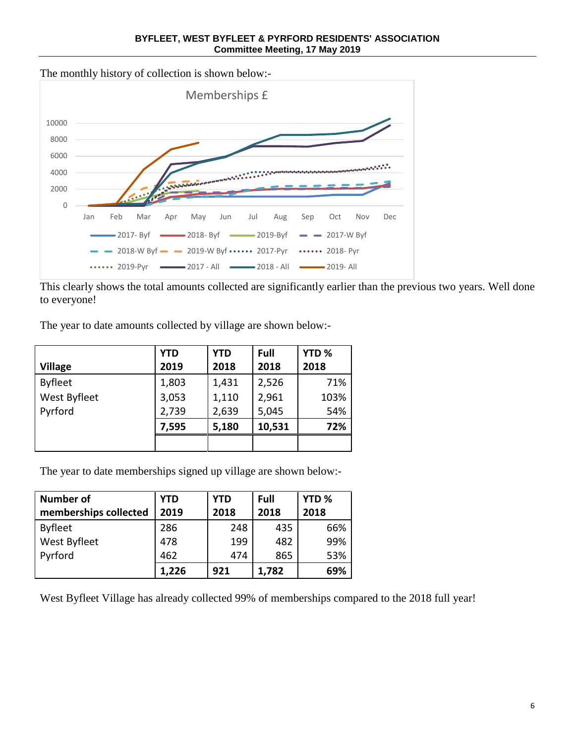The monthly history of collection is shown below:-

This clearly shows the total amounts collected are significantly earlier than the previous two years. Well done to everyone!

The year to date amounts collected by village are shown below:-

| Village | YTD 2019 | YTD 2018 | Full 2018 | YTD % 2018 |
|---|---|---|---|---|
| Byfleet | 1,803 | 1,431 | 2,526 | 71% |
| West Byfleet | 3,053 | 1,110 | 2,961 | 103% |
| Pyrford | 2,739 | 2,639 | 5,045 | 54% |
| | **7,595** | **5,180** | **10,531** | **72%** |
| | | | | |

The year to date memberships signed up village are shown below:-

| Number of memberships collected | YTD 2019 | YTD 2018 | Full 2018 | YTD % 2018 |
|---|---|---|---|---|
| Byfleet | 286 | 248 | 435 | 66% |
| West Byfleet | 478 | 199 | 482 | 99% |
| Pyrford | 462 | 474 | 865 | 53% |
| | **1,226** | **921** | **1,782** | **69%** |

West Byfleet Village has already collected 99% of memberships compared to the 2018 full year!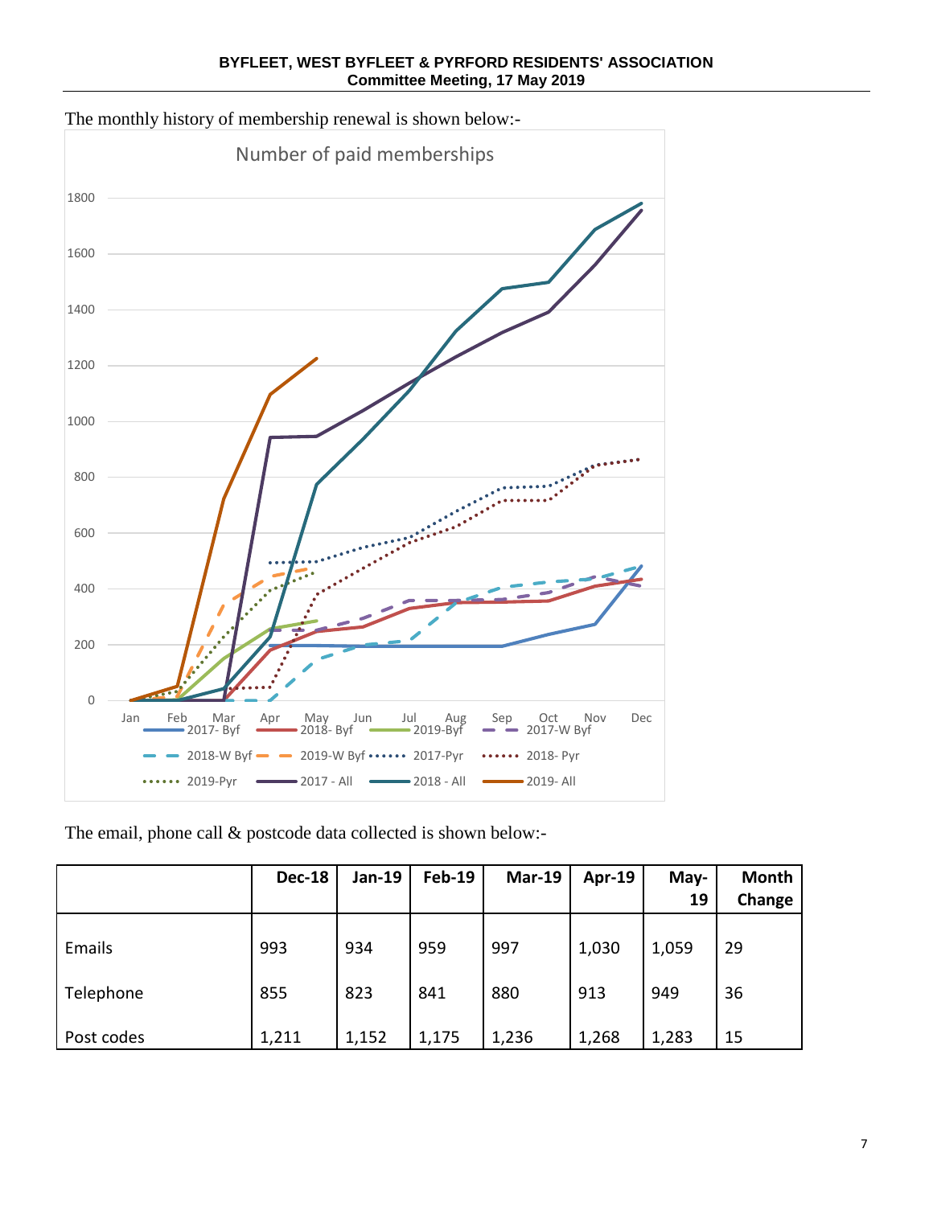**BYFLEET, WEST BYFLEET & PYRFORD RESIDENTS' ASSOCIATION**
**Committee Meeting, 17 May 2019**

The monthly history of membership renewal is shown below:-

Number of paid memberships

The email, phone call & postcode data collected is shown below:-

| | Dec-18 | Jan-19 | Feb-19 | Mar-19 | Apr-19 | May-19 | Month Change |
|---|---|---|---|---|---|---|---|
| Emails | 993 | 934 | 959 | 997 | 1,030 | 1,059 | 29 |
| Telephone | 855 | 823 | 841 | 880 | 913 | 949 | 36 |
| Post codes | 1,211 | 1,152 | 1,175 | 1,236 | 1,268 | 1,283 | 15 |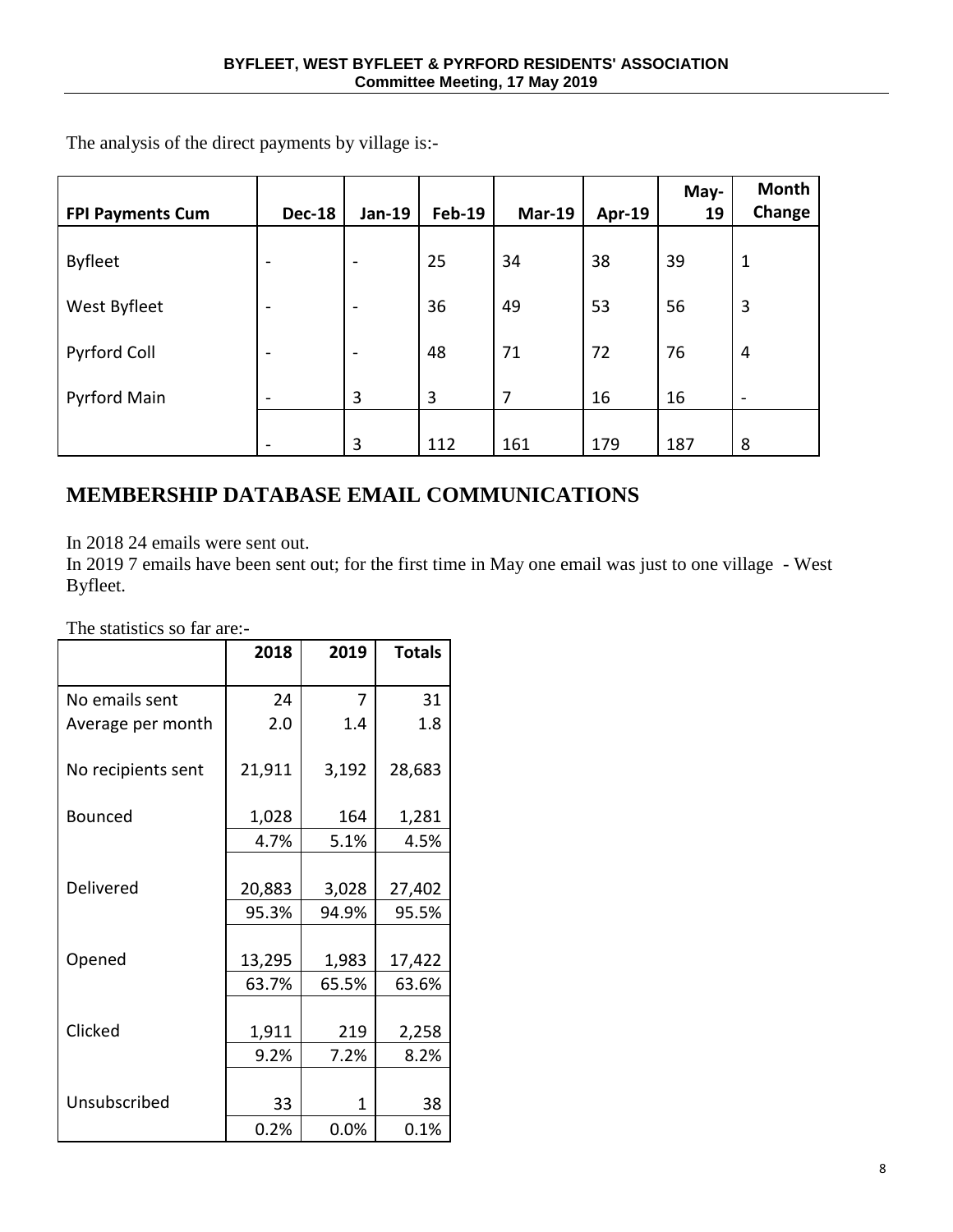The analysis of the direct payments by village is:-

| FPI Payments Cum | Dec-18 | Jan-19 | Feb-19 | Mar-19 | Apr-19 | May-19 | Month Change |
|---|---|---|---|---|---|---|---|
| Byfleet | - | - | 25 | 34 | 38 | 39 | 1 |
| West Byfleet | - | - | 36 | 49 | 53 | 56 | 3 |
| Pyrford Coll | - | - | 48 | 71 | 72 | 76 | 4 |
| Pyrford Main | - | 3 | 3 | 7 | 16 | 16 | - |
| | - | 3 | 112 | 161 | 179 | 187 | 8 |

# MEMBERSHIP DATABASE EMAIL COMMUNICATIONS

In 2018 24 emails were sent out.
In 2019 7 emails have been sent out; for the first time in May one email was just to one village - West Byfleet.

The statistics so far are:-

| | 2018 | 2019 | Totals |
|---|---|---|---|
| No emails sent | 24 | 7 | 31 |
| Average per month | 2.0 | 1.4 | 1.8 |
| No recipients sent | 21,911 | 3,192 | 28,683 |
| Bounced | 1,028 | 164 | 1,281 |
| | 4.7% | 5.1% | 4.5% |
| Delivered | 20,883 | 3,028 | 27,402 |
| | 95.3% | 94.9% | 95.5% |
| Opened | 13,295 | 1,983 | 17,422 |
| | 63.7% | 65.5% | 63.6% |
| Clicked | 1,911 | 219 | 2,258 |
| | 9.2% | 7.2% | 8.2% |
| Unsubscribed | 33 | 1 | 38 |
| | 0.2% | 0.0% | 0.1% |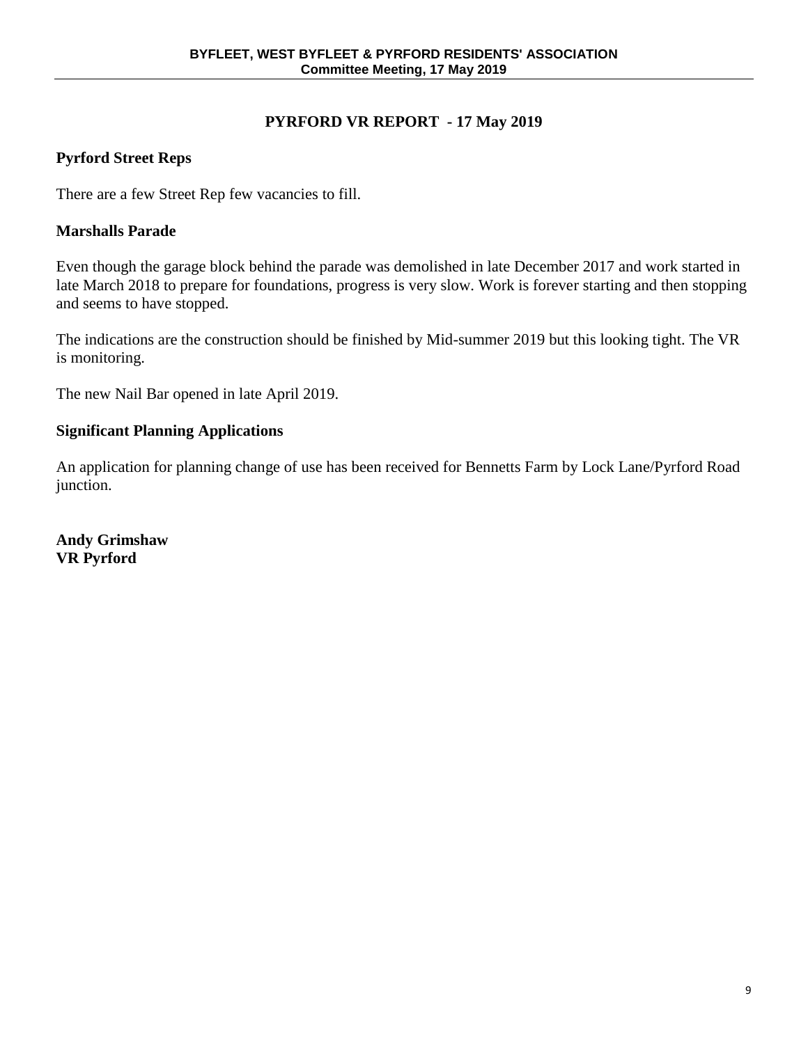# PYRFORD VR REPORT - 17 May 2019

## Pyrford Street Reps

There are a few Street Rep few vacancies to fill.

## Marshalls Parade

Even though the garage block behind the parade was demolished in late December 2017 and work started in late March 2018 to prepare for foundations, progress is very slow. Work is forever starting and then stopping and seems to have stopped.

The indications are the construction should be finished by Mid-summer 2019 but this looking tight. The VR is monitoring.

The new Nail Bar opened in late April 2019.

## Significant Planning Applications

An application for planning change of use has been received for Bennetts Farm by Lock Lane/Pyrford Road junction.

**Andy Grimshaw**
**VR Pyrford**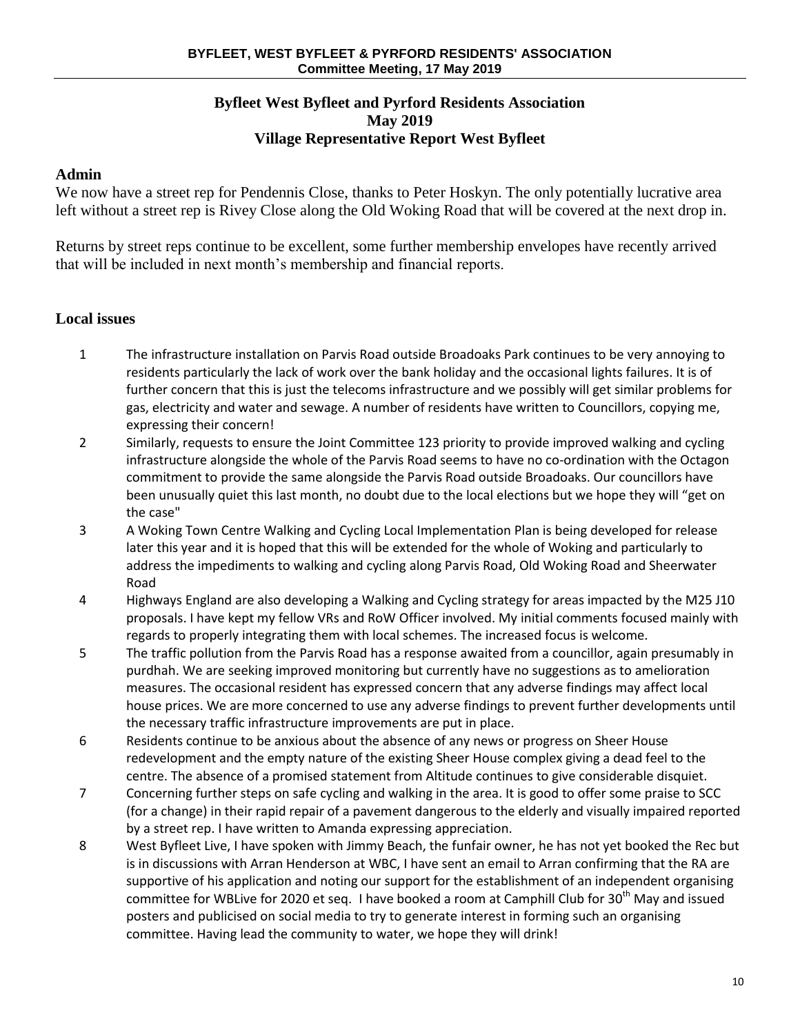### Byfleet West Byfleet and Pyrford Residents Association
### May 2019
### Village Representative Report West Byfleet

## Admin

We now have a street rep for Pendennis Close, thanks to Peter Hoskyn. The only potentially lucrative area left without a street rep is Rivey Close along the Old Woking Road that will be covered at the next drop in.

Returns by street reps continue to be excellent, some further membership envelopes have recently arrived that will be included in next month's membership and financial reports.

## Local issues

1. The infrastructure installation on Parvis Road outside Broadoaks Park continues to be very annoying to residents particularly the lack of work over the bank holiday and the occasional lights failures. It is of further concern that this is just the telecoms infrastructure and we possibly will get similar problems for gas, electricity and water and sewage. A number of residents have written to Councillors, copying me, expressing their concern!
2. Similarly, requests to ensure the Joint Committee 123 priority to provide improved walking and cycling infrastructure alongside the whole of the Parvis Road seems to have no co-ordination with the Octagon commitment to provide the same alongside the Parvis Road outside Broadoaks. Our councillors have been unusually quiet this last month, no doubt due to the local elections but we hope they will "get on the case"
3. A Woking Town Centre Walking and Cycling Local Implementation Plan is being developed for release later this year and it is hoped that this will be extended for the whole of Woking and particularly to address the impediments to walking and cycling along Parvis Road, Old Woking Road and Sheerwater Road
4. Highways England are also developing a Walking and Cycling strategy for areas impacted by the M25 J10 proposals. I have kept my fellow VRs and RoW Officer involved. My initial comments focused mainly with regards to properly integrating them with local schemes. The increased focus is welcome.
5. The traffic pollution from the Parvis Road has a response awaited from a councillor, again presumably in purdhah. We are seeking improved monitoring but currently have no suggestions as to amelioration measures. The occasional resident has expressed concern that any adverse findings may affect local house prices. We are more concerned to use any adverse findings to prevent further developments until the necessary traffic infrastructure improvements are put in place.
6. Residents continue to be anxious about the absence of any news or progress on Sheer House redevelopment and the empty nature of the existing Sheer House complex giving a dead feel to the centre. The absence of a promised statement from Altitude continues to give considerable disquiet.
7. Concerning further steps on safe cycling and walking in the area. It is good to offer some praise to SCC (for a change) in their rapid repair of a pavement dangerous to the elderly and visually impaired reported by a street rep. I have written to Amanda expressing appreciation.
8. West Byfleet Live, I have spoken with Jimmy Beach, the funfair owner, he has not yet booked the Rec but is in discussions with Arran Henderson at WBC, I have sent an email to Arran confirming that the RA are supportive of his application and noting our support for the establishment of an independent organising committee for WBLive for 2020 et seq. I have booked a room at Camphill Club for 30th May and issued posters and publicised on social media to try to generate interest in forming such an organising committee. Having lead the community to water, we hope they will drink!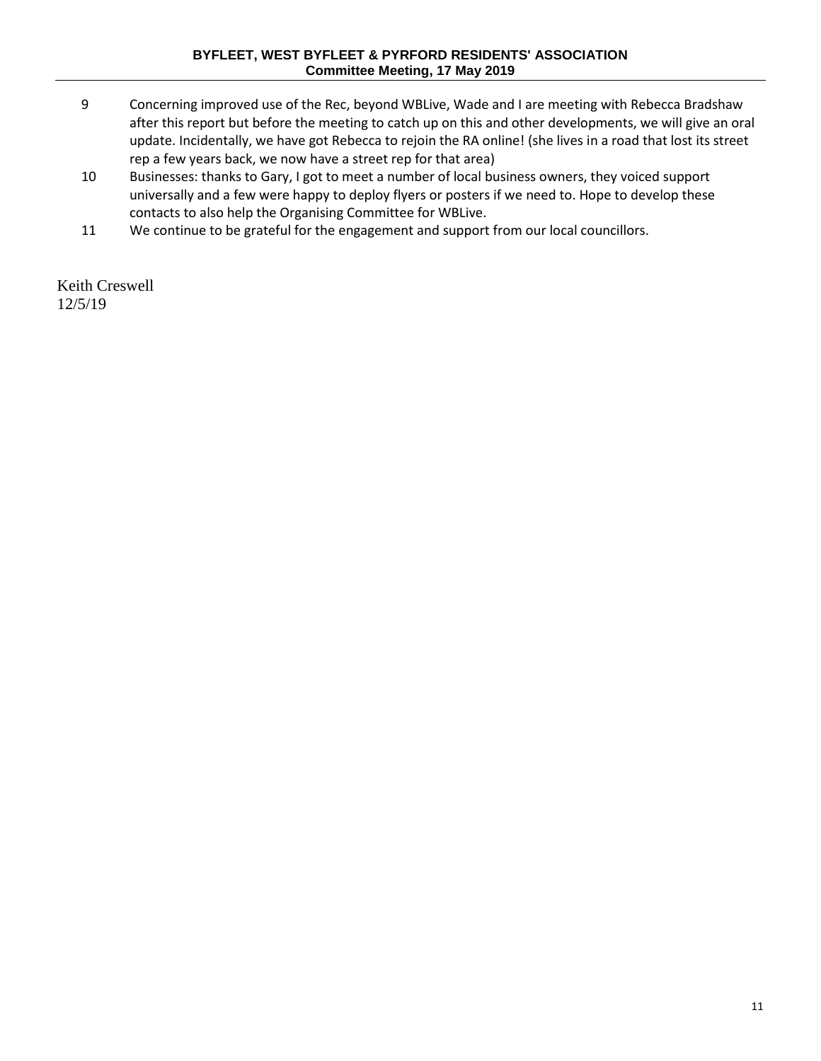9. Concerning improved use of the Rec, beyond WBLive, Wade and I are meeting with Rebecca Bradshaw after this report but before the meeting to catch up on this and other developments, we will give an oral update. Incidentally, we have got Rebecca to rejoin the RA online! (she lives in a road that lost its street rep a few years back, we now have a street rep for that area)
10. Businesses: thanks to Gary, I got to meet a number of local business owners, they voiced support universally and a few were happy to deploy flyers or posters if we need to. Hope to develop these contacts to also help the Organising Committee for WBLive.
11. We continue to be grateful for the engagement and support from our local councillors.

Keith Creswell
12/5/19